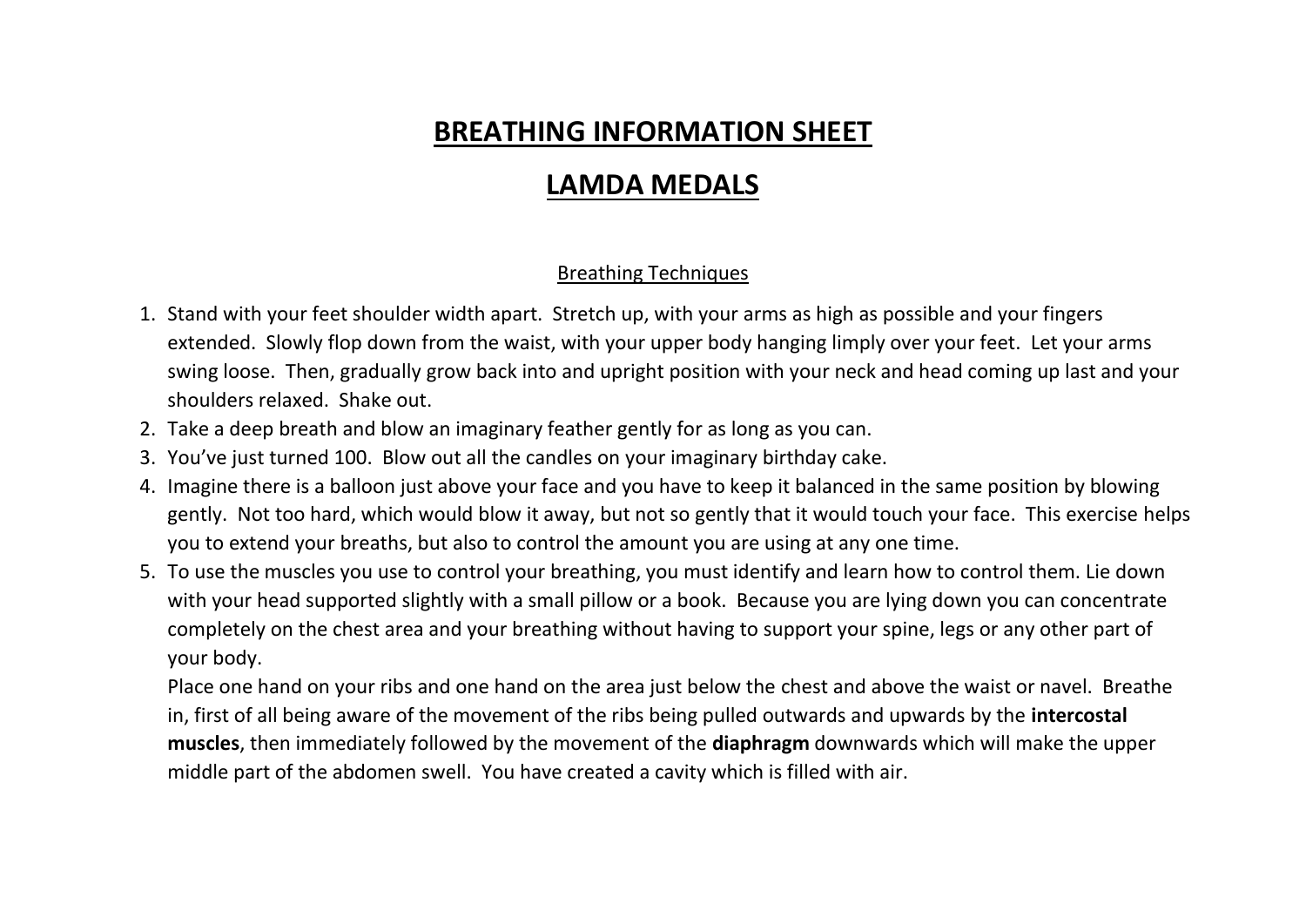# BREATHING INFORMATION SHEET

# LAMDA MEDALS

## Breathing Techniques

1. Stand with your feet shoulder width apart. Stretch up, with your arms as high as possible and your fingers extended. Slowly flop down from the waist, with your upper body hanging limply over your feet. Let your arms swing loose. Then, gradually grow back into and upright position with your neck and head coming up last and your shoulders relaxed. Shake out.
2. Take a deep breath and blow an imaginary feather gently for as long as you can.
3. You've just turned 100. Blow out all the candles on your imaginary birthday cake.
4. Imagine there is a balloon just above your face and you have to keep it balanced in the same position by blowing gently. Not too hard, which would blow it away, but not so gently that it would touch your face. This exercise helps you to extend your breaths, but also to control the amount you are using at any one time.
5. To use the muscles you use to control your breathing, you must identify and learn how to control them. Lie down with your head supported slightly with a small pillow or a book. Because you are lying down you can concentrate completely on the chest area and your breathing without having to support your spine, legs or any other part of your body.

   Place one hand on your ribs and one hand on the area just below the chest and above the waist or navel. Breathe in, first of all being aware of the movement of the ribs being pulled outwards and upwards by the **intercostal muscles**, then immediately followed by the movement of the **diaphragm** downwards which will make the upper middle part of the abdomen swell. You have created a cavity which is filled with air.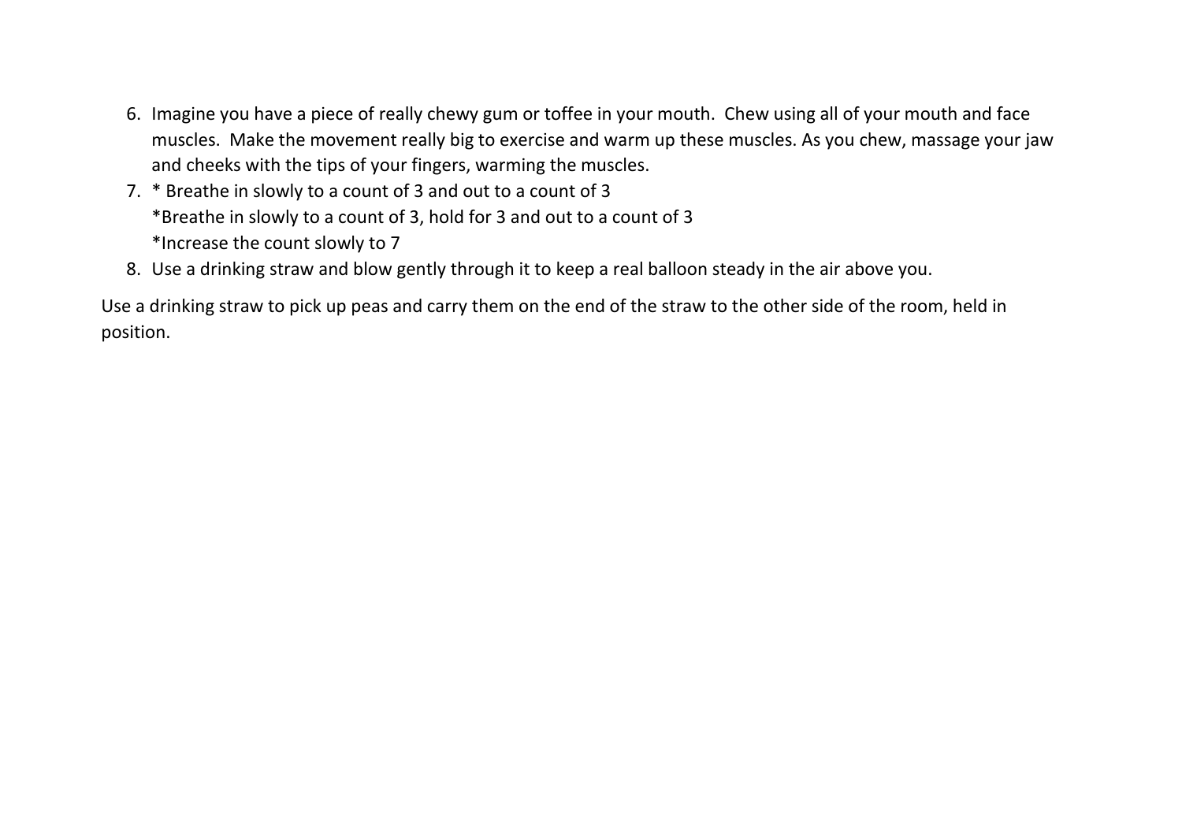6. Imagine you have a piece of really chewy gum or toffee in your mouth.  Chew using all of your mouth and face muscles.  Make the movement really big to exercise and warm up these muscles. As you chew, massage your jaw and cheeks with the tips of your fingers, warming the muscles.
7. * Breathe in slowly to a count of 3 and out to a count of 3  
   *Breathe in slowly to a count of 3, hold for 3 and out to a count of 3  
   *Increase the count slowly to 7
8. Use a drinking straw and blow gently through it to keep a real balloon steady in the air above you.

Use a drinking straw to pick up peas and carry them on the end of the straw to the other side of the room, held in position.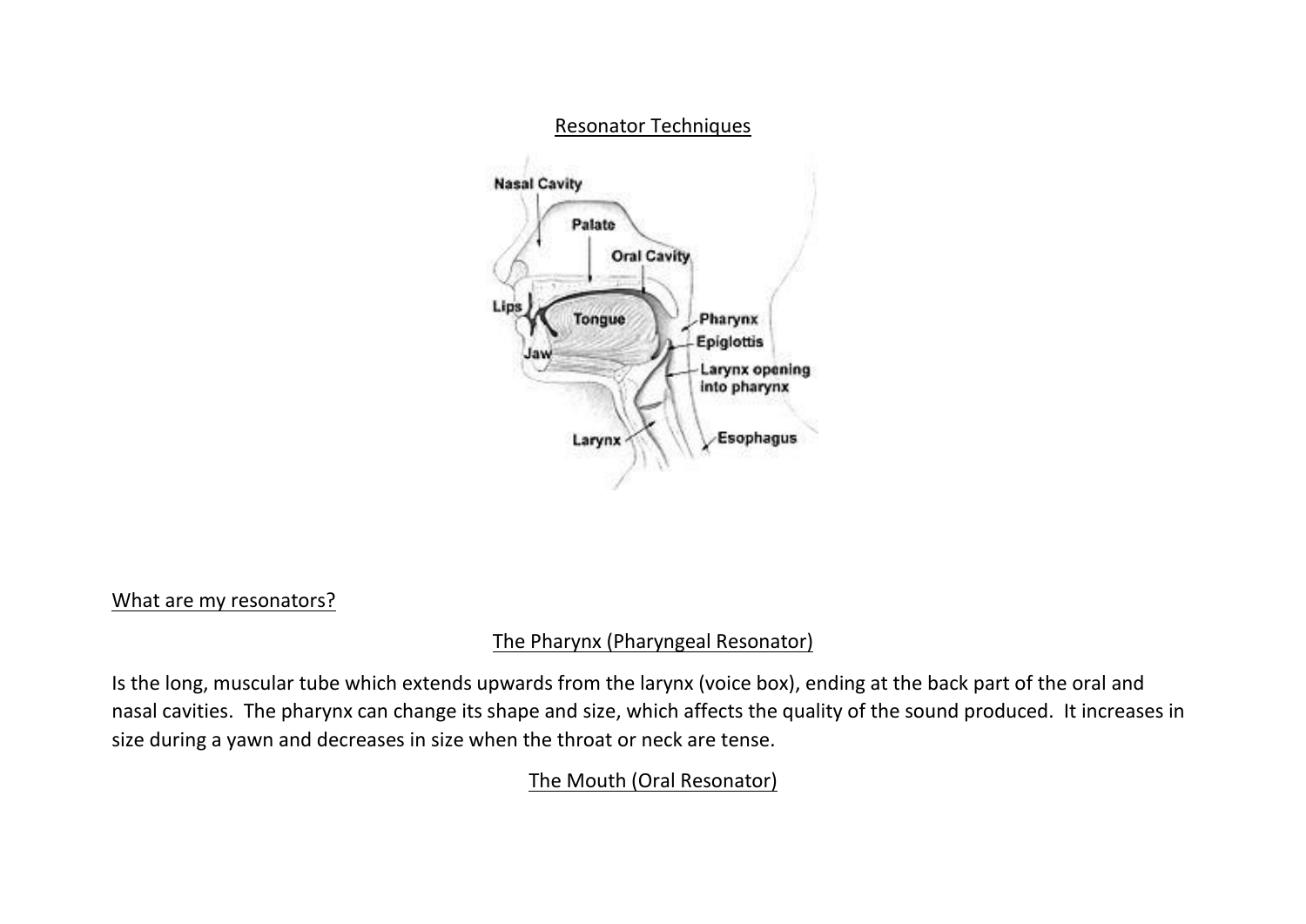## Resonator Techniques

### What are my resonators?

### The Pharynx (Pharyngeal Resonator)

Is the long, muscular tube which extends upwards from the larynx (voice box), ending at the back part of the oral and nasal cavities. The pharynx can change its shape and size, which affects the quality of the sound produced. It increases in size during a yawn and decreases in size when the throat or neck are tense.

### The Mouth (Oral Resonator)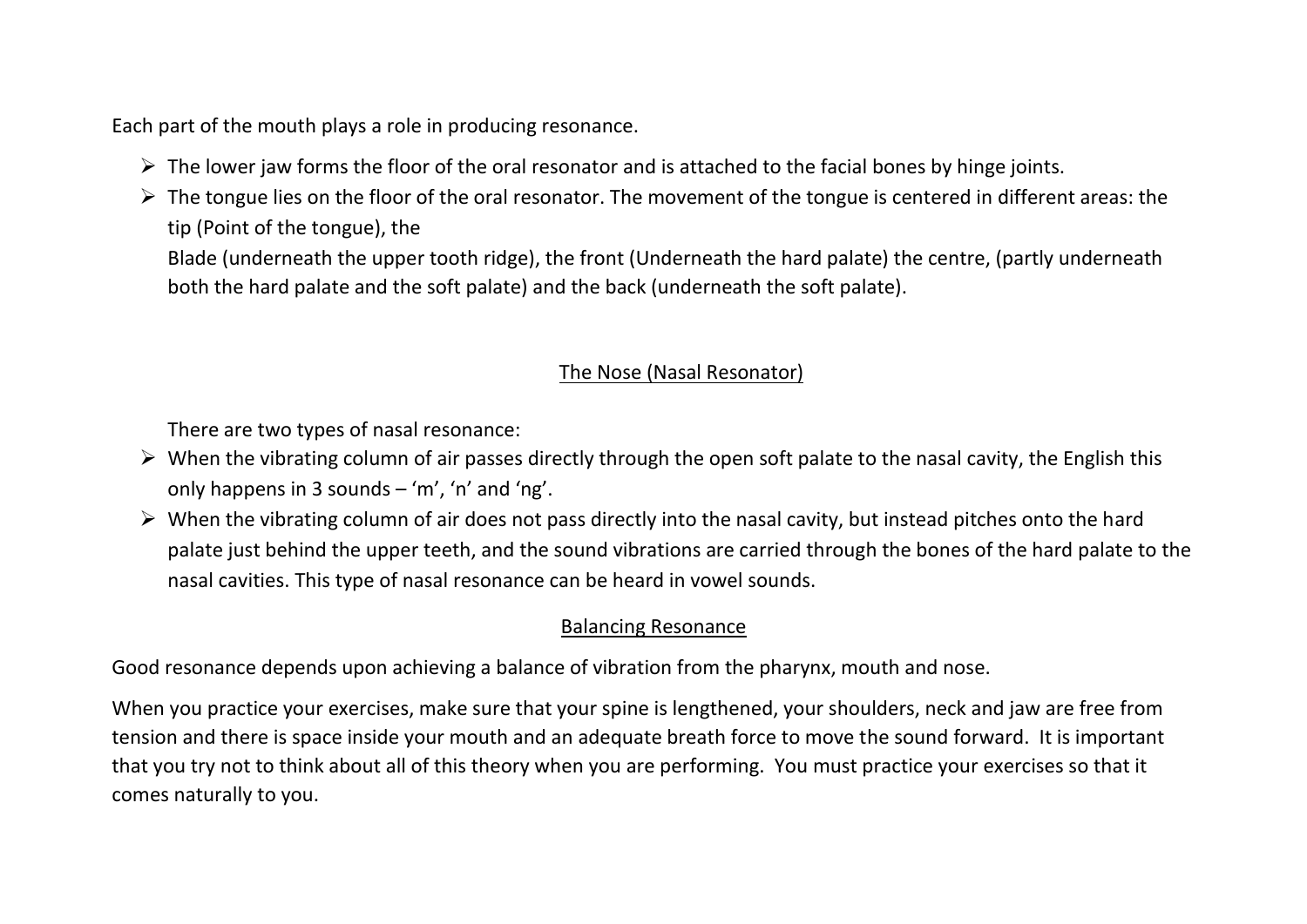Each part of the mouth plays a role in producing resonance.

- The lower jaw forms the floor of the oral resonator and is attached to the facial bones by hinge joints.
- The tongue lies on the floor of the oral resonator. The movement of the tongue is centered in different areas: the tip (Point of the tongue), the
  Blade (underneath the upper tooth ridge), the front (Underneath the hard palate) the centre, (partly underneath both the hard palate and the soft palate) and the back (underneath the soft palate).

## The Nose (Nasal Resonator)

There are two types of nasal resonance:

- When the vibrating column of air passes directly through the open soft palate to the nasal cavity, the English this only happens in 3 sounds – 'm', 'n' and 'ng'.
- When the vibrating column of air does not pass directly into the nasal cavity, but instead pitches onto the hard palate just behind the upper teeth, and the sound vibrations are carried through the bones of the hard palate to the nasal cavities. This type of nasal resonance can be heard in vowel sounds.

## Balancing Resonance

Good resonance depends upon achieving a balance of vibration from the pharynx, mouth and nose.

When you practice your exercises, make sure that your spine is lengthened, your shoulders, neck and jaw are free from tension and there is space inside your mouth and an adequate breath force to move the sound forward. It is important that you try not to think about all of this theory when you are performing. You must practice your exercises so that it comes naturally to you.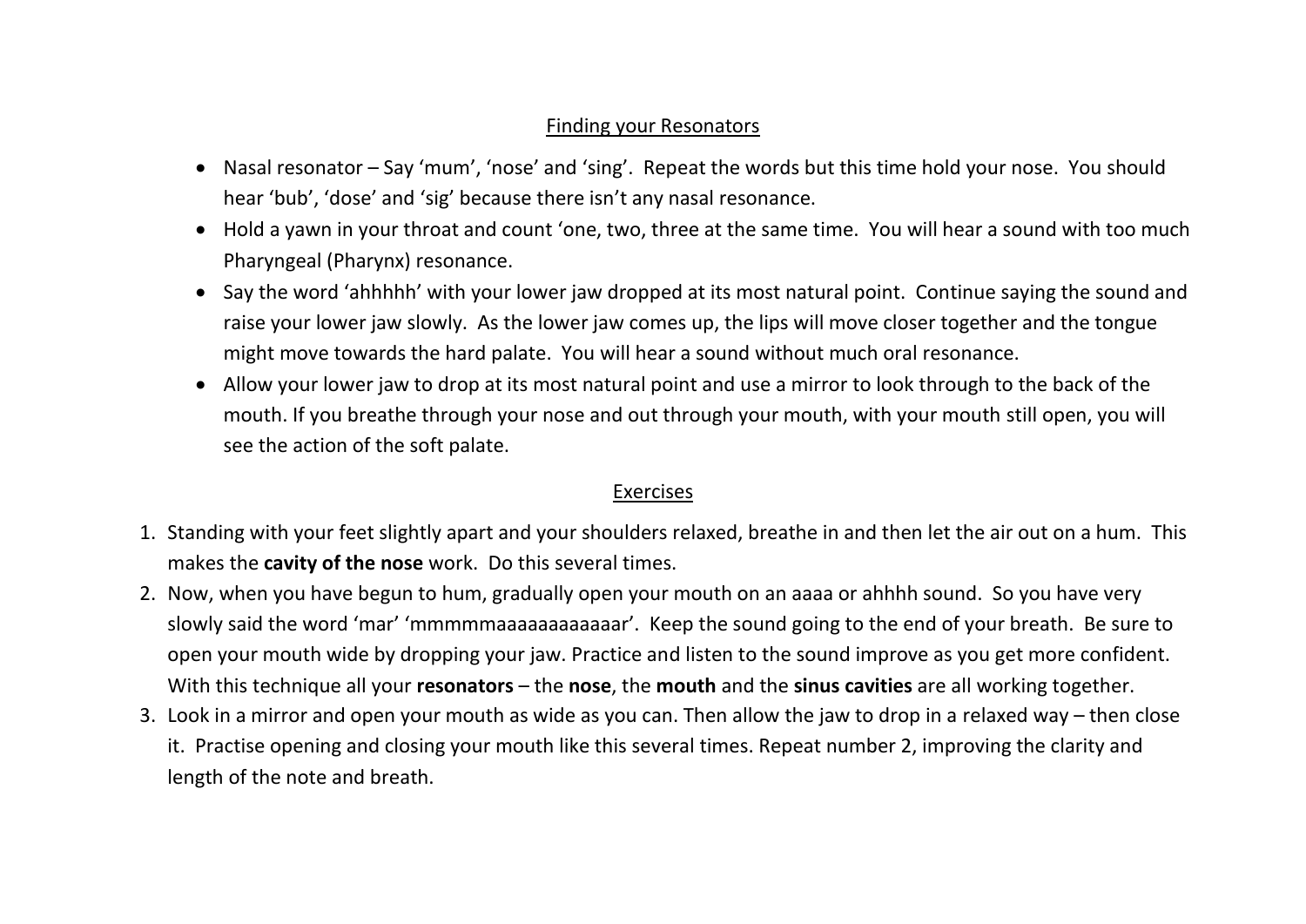## Finding your Resonators

- Nasal resonator – Say 'mum', 'nose' and 'sing'. Repeat the words but this time hold your nose. You should hear 'bub', 'dose' and 'sig' because there isn't any nasal resonance.
- Hold a yawn in your throat and count 'one, two, three at the same time. You will hear a sound with too much Pharyngeal (Pharynx) resonance.
- Say the word 'ahhhhh' with your lower jaw dropped at its most natural point. Continue saying the sound and raise your lower jaw slowly. As the lower jaw comes up, the lips will move closer together and the tongue might move towards the hard palate. You will hear a sound without much oral resonance.
- Allow your lower jaw to drop at its most natural point and use a mirror to look through to the back of the mouth. If you breathe through your nose and out through your mouth, with your mouth still open, you will see the action of the soft palate.

## Exercises

1. Standing with your feet slightly apart and your shoulders relaxed, breathe in and then let the air out on a hum. This makes the **cavity of the nose** work. Do this several times.
2. Now, when you have begun to hum, gradually open your mouth on an aaaa or ahhhh sound. So you have very slowly said the word 'mar' 'mmmmmaaaaaaaaaaaar'. Keep the sound going to the end of your breath. Be sure to open your mouth wide by dropping your jaw. Practice and listen to the sound improve as you get more confident. With this technique all your **resonators** – the **nose**, the **mouth** and the **sinus cavities** are all working together.
3. Look in a mirror and open your mouth as wide as you can. Then allow the jaw to drop in a relaxed way – then close it. Practise opening and closing your mouth like this several times. Repeat number 2, improving the clarity and length of the note and breath.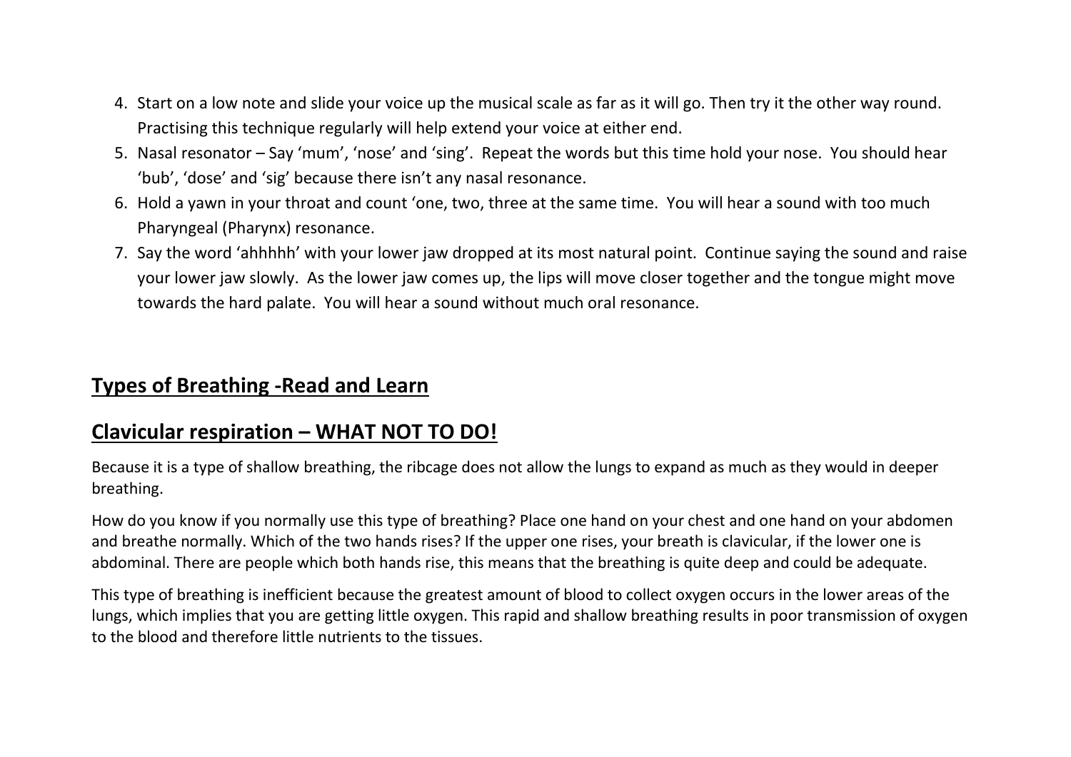4. Start on a low note and slide your voice up the musical scale as far as it will go. Then try it the other way round. Practising this technique regularly will help extend your voice at either end.
5. Nasal resonator – Say 'mum', 'nose' and 'sing'. Repeat the words but this time hold your nose. You should hear 'bub', 'dose' and 'sig' because there isn't any nasal resonance.
6. Hold a yawn in your throat and count 'one, two, three at the same time. You will hear a sound with too much Pharyngeal (Pharynx) resonance.
7. Say the word 'ahhhhh' with your lower jaw dropped at its most natural point. Continue saying the sound and raise your lower jaw slowly. As the lower jaw comes up, the lips will move closer together and the tongue might move towards the hard palate. You will hear a sound without much oral resonance.

## Types of Breathing -Read and Learn

## Clavicular respiration – WHAT NOT TO DO!

Because it is a type of shallow breathing, the ribcage does not allow the lungs to expand as much as they would in deeper breathing.

How do you know if you normally use this type of breathing? Place one hand on your chest and one hand on your abdomen and breathe normally. Which of the two hands rises? If the upper one rises, your breath is clavicular, if the lower one is abdominal. There are people which both hands rise, this means that the breathing is quite deep and could be adequate.

This type of breathing is inefficient because the greatest amount of blood to collect oxygen occurs in the lower areas of the lungs, which implies that you are getting little oxygen. This rapid and shallow breathing results in poor transmission of oxygen to the blood and therefore little nutrients to the tissues.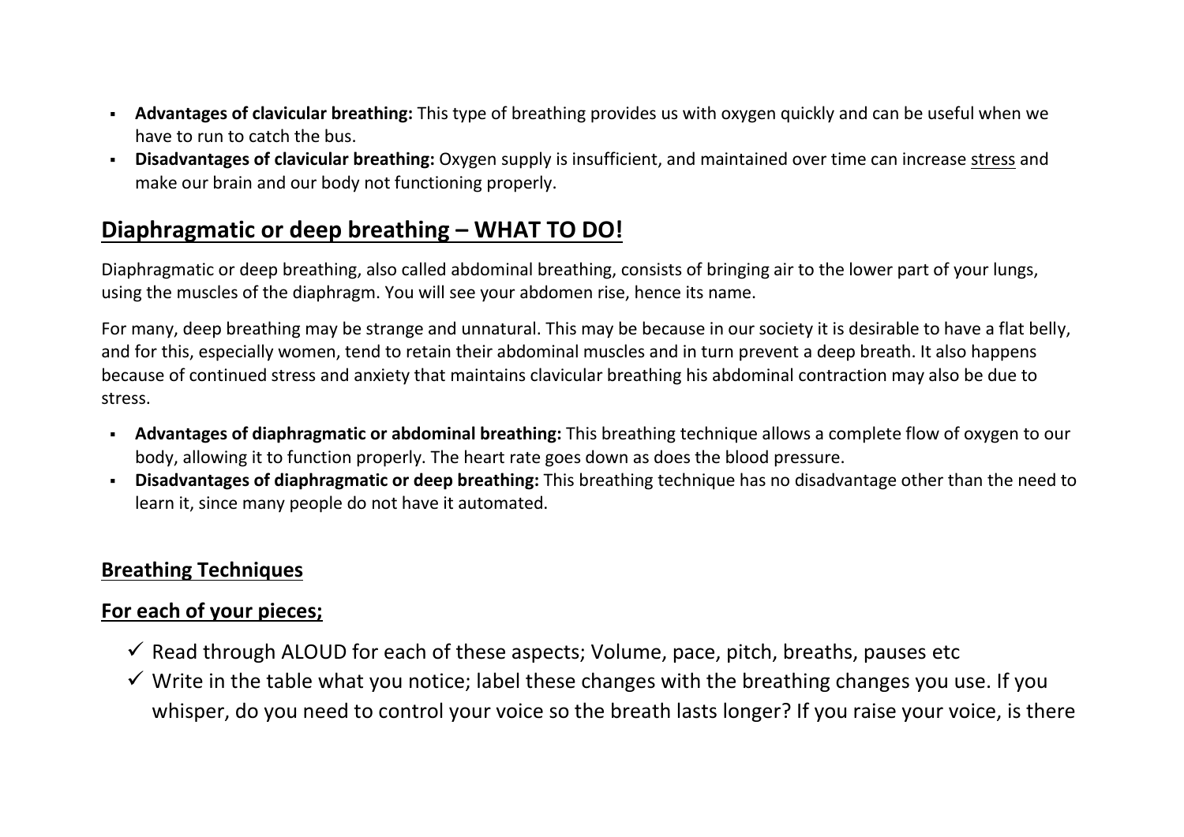- **Advantages of clavicular breathing:** This type of breathing provides us with oxygen quickly and can be useful when we have to run to catch the bus.
- **Disadvantages of clavicular breathing:** Oxygen supply is insufficient, and maintained over time can increase stress and make our brain and our body not functioning properly.

## Diaphragmatic or deep breathing – WHAT TO DO!

Diaphragmatic or deep breathing, also called abdominal breathing, consists of bringing air to the lower part of your lungs, using the muscles of the diaphragm. You will see your abdomen rise, hence its name.

For many, deep breathing may be strange and unnatural. This may be because in our society it is desirable to have a flat belly, and for this, especially women, tend to retain their abdominal muscles and in turn prevent a deep breath. It also happens because of continued stress and anxiety that maintains clavicular breathing his abdominal contraction may also be due to stress.

- **Advantages of diaphragmatic or abdominal breathing:** This breathing technique allows a complete flow of oxygen to our body, allowing it to function properly. The heart rate goes down as does the blood pressure.
- **Disadvantages of diaphragmatic or deep breathing:** This breathing technique has no disadvantage other than the need to learn it, since many people do not have it automated.

### Breathing Techniques

### For each of your pieces;

- ✓ Read through ALOUD for each of these aspects; Volume, pace, pitch, breaths, pauses etc
- ✓ Write in the table what you notice; label these changes with the breathing changes you use. If you whisper, do you need to control your voice so the breath lasts longer? If you raise your voice, is there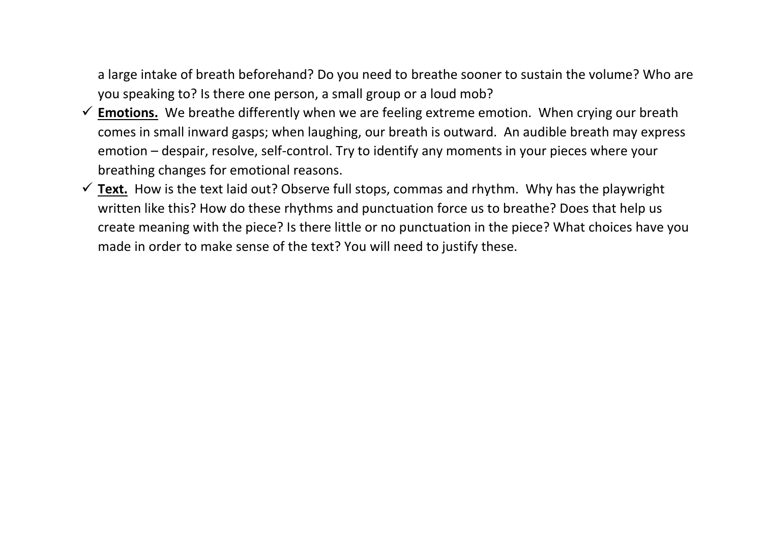a large intake of breath beforehand? Do you need to breathe sooner to sustain the volume? Who are you speaking to? Is there one person, a small group or a loud mob?

- ✓ **Emotions.** We breathe differently when we are feeling extreme emotion. When crying our breath comes in small inward gasps; when laughing, our breath is outward. An audible breath may express emotion – despair, resolve, self-control. Try to identify any moments in your pieces where your breathing changes for emotional reasons.
- ✓ **Text.** How is the text laid out? Observe full stops, commas and rhythm. Why has the playwright written like this? How do these rhythms and punctuation force us to breathe? Does that help us create meaning with the piece? Is there little or no punctuation in the piece? What choices have you made in order to make sense of the text? You will need to justify these.